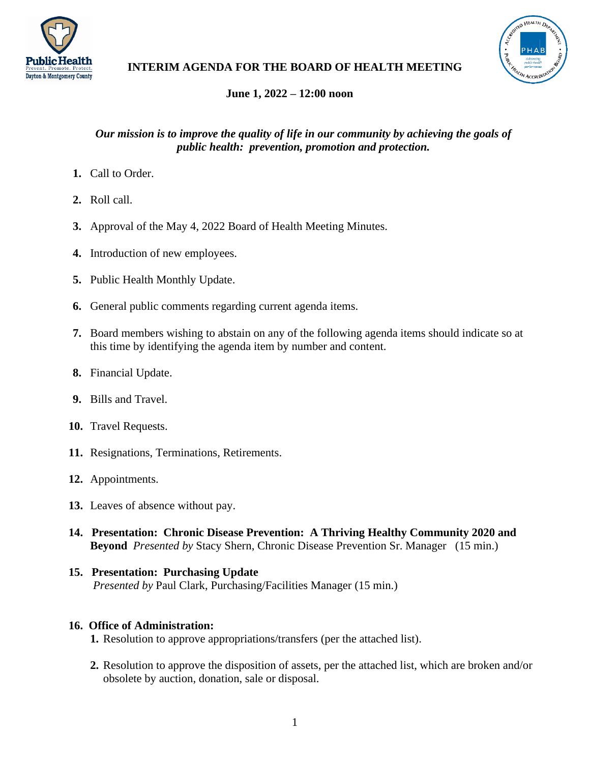# INTERIM AGENDA FOR THE BOARD OF HEALTH MEETING

**June 1, 2022 – 12:00 noon**

***Our mission is to improve the quality of life in our community by achieving the goals of public health: prevention, promotion and protection.***

1. Call to Order.
2. Roll call.
3. Approval of the May 4, 2022 Board of Health Meeting Minutes.
4. Introduction of new employees.
5. Public Health Monthly Update.
6. General public comments regarding current agenda items.
7. Board members wishing to abstain on any of the following agenda items should indicate so at this time by identifying the agenda item by number and content.
8. Financial Update.
9. Bills and Travel.
10. Travel Requests.
11. Resignations, Terminations, Retirements.
12. Appointments.
13. Leaves of absence without pay.
14. **Presentation: Chronic Disease Prevention: A Thriving Healthy Community 2020 and Beyond** *Presented by* Stacy Shern, Chronic Disease Prevention Sr. Manager (15 min.)
15. **Presentation: Purchasing Update** *Presented by* Paul Clark, Purchasing/Facilities Manager (15 min.)
16. **Office of Administration:**
    1. Resolution to approve appropriations/transfers (per the attached list).
    2. Resolution to approve the disposition of assets, per the attached list, which are broken and/or obsolete by auction, donation, sale or disposal.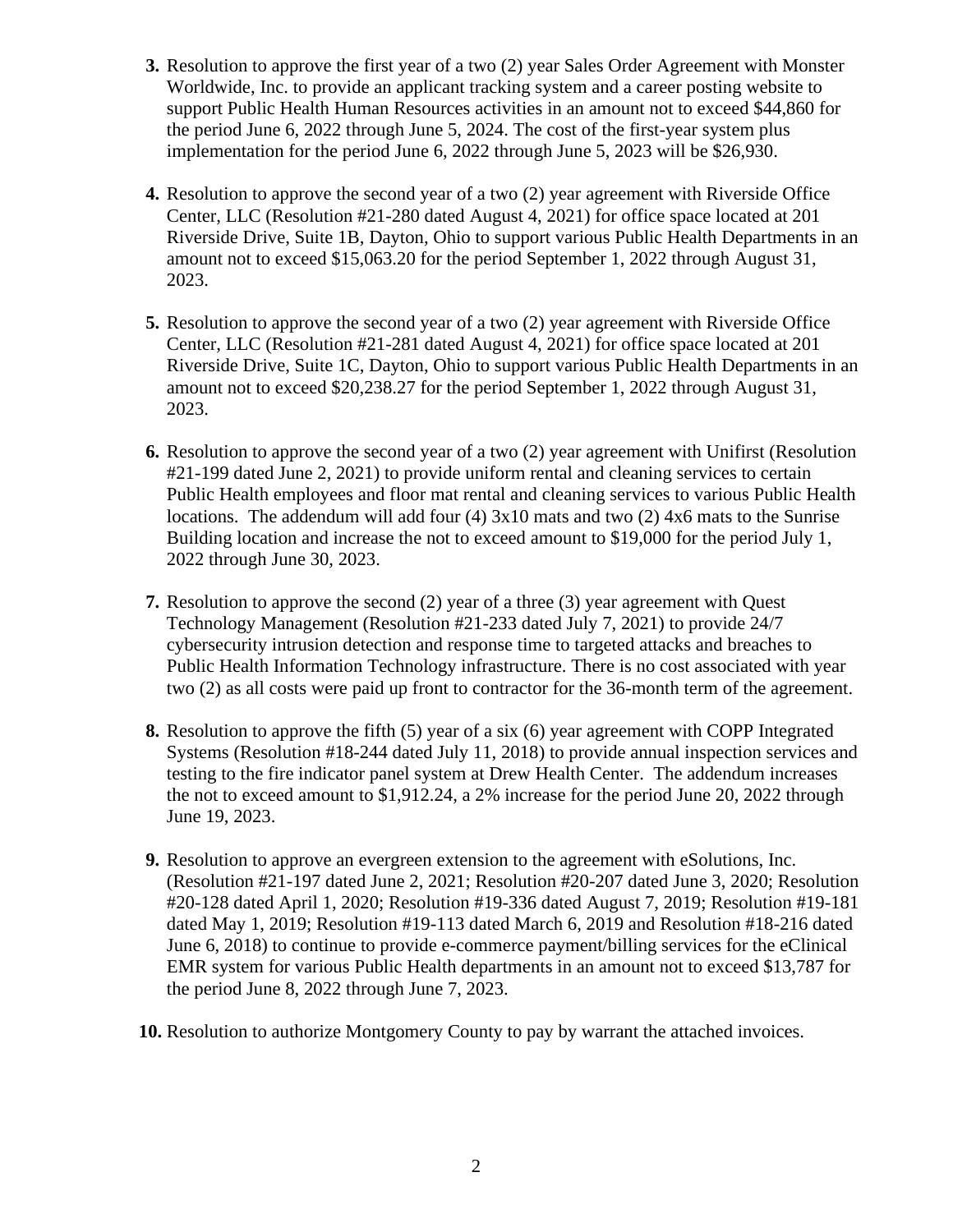3. Resolution to approve the first year of a two (2) year Sales Order Agreement with Monster Worldwide, Inc. to provide an applicant tracking system and a career posting website to support Public Health Human Resources activities in an amount not to exceed $44,860 for the period June 6, 2022 through June 5, 2024. The cost of the first-year system plus implementation for the period June 6, 2022 through June 5, 2023 will be $26,930.

4. Resolution to approve the second year of a two (2) year agreement with Riverside Office Center, LLC (Resolution #21-280 dated August 4, 2021) for office space located at 201 Riverside Drive, Suite 1B, Dayton, Ohio to support various Public Health Departments in an amount not to exceed $15,063.20 for the period September 1, 2022 through August 31, 2023.

5. Resolution to approve the second year of a two (2) year agreement with Riverside Office Center, LLC (Resolution #21-281 dated August 4, 2021) for office space located at 201 Riverside Drive, Suite 1C, Dayton, Ohio to support various Public Health Departments in an amount not to exceed $20,238.27 for the period September 1, 2022 through August 31, 2023.

6. Resolution to approve the second year of a two (2) year agreement with Unifirst (Resolution #21-199 dated June 2, 2021) to provide uniform rental and cleaning services to certain Public Health employees and floor mat rental and cleaning services to various Public Health locations. The addendum will add four (4) 3x10 mats and two (2) 4x6 mats to the Sunrise Building location and increase the not to exceed amount to $19,000 for the period July 1, 2022 through June 30, 2023.

7. Resolution to approve the second (2) year of a three (3) year agreement with Quest Technology Management (Resolution #21-233 dated July 7, 2021) to provide 24/7 cybersecurity intrusion detection and response time to targeted attacks and breaches to Public Health Information Technology infrastructure. There is no cost associated with year two (2) as all costs were paid up front to contractor for the 36-month term of the agreement.

8. Resolution to approve the fifth (5) year of a six (6) year agreement with COPP Integrated Systems (Resolution #18-244 dated July 11, 2018) to provide annual inspection services and testing to the fire indicator panel system at Drew Health Center. The addendum increases the not to exceed amount to $1,912.24, a 2% increase for the period June 20, 2022 through June 19, 2023.

9. Resolution to approve an evergreen extension to the agreement with eSolutions, Inc. (Resolution #21-197 dated June 2, 2021; Resolution #20-207 dated June 3, 2020; Resolution #20-128 dated April 1, 2020; Resolution #19-336 dated August 7, 2019; Resolution #19-181 dated May 1, 2019; Resolution #19-113 dated March 6, 2019 and Resolution #18-216 dated June 6, 2018) to continue to provide e-commerce payment/billing services for the eClinical EMR system for various Public Health departments in an amount not to exceed $13,787 for the period June 8, 2022 through June 7, 2023.

10. Resolution to authorize Montgomery County to pay by warrant the attached invoices.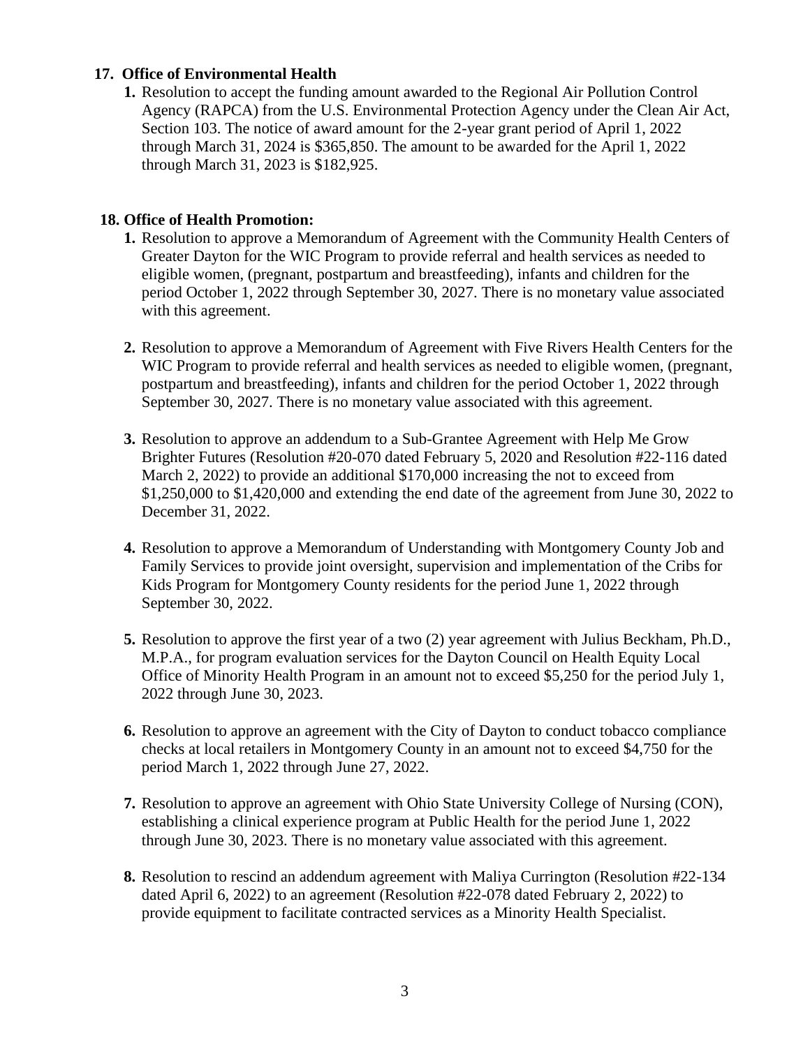**17. Office of Environmental Health**

1. Resolution to accept the funding amount awarded to the Regional Air Pollution Control Agency (RAPCA) from the U.S. Environmental Protection Agency under the Clean Air Act, Section 103. The notice of award amount for the 2-year grant period of April 1, 2022 through March 31, 2024 is $365,850. The amount to be awarded for the April 1, 2022 through March 31, 2023 is $182,925.

**18. Office of Health Promotion:**

1. Resolution to approve a Memorandum of Agreement with the Community Health Centers of Greater Dayton for the WIC Program to provide referral and health services as needed to eligible women, (pregnant, postpartum and breastfeeding), infants and children for the period October 1, 2022 through September 30, 2027. There is no monetary value associated with this agreement.

2. Resolution to approve a Memorandum of Agreement with Five Rivers Health Centers for the WIC Program to provide referral and health services as needed to eligible women, (pregnant, postpartum and breastfeeding), infants and children for the period October 1, 2022 through September 30, 2027. There is no monetary value associated with this agreement.

3. Resolution to approve an addendum to a Sub-Grantee Agreement with Help Me Grow Brighter Futures (Resolution #20-070 dated February 5, 2020 and Resolution #22-116 dated March 2, 2022) to provide an additional $170,000 increasing the not to exceed from $1,250,000 to $1,420,000 and extending the end date of the agreement from June 30, 2022 to December 31, 2022.

4. Resolution to approve a Memorandum of Understanding with Montgomery County Job and Family Services to provide joint oversight, supervision and implementation of the Cribs for Kids Program for Montgomery County residents for the period June 1, 2022 through September 30, 2022.

5. Resolution to approve the first year of a two (2) year agreement with Julius Beckham, Ph.D., M.P.A., for program evaluation services for the Dayton Council on Health Equity Local Office of Minority Health Program in an amount not to exceed $5,250 for the period July 1, 2022 through June 30, 2023.

6. Resolution to approve an agreement with the City of Dayton to conduct tobacco compliance checks at local retailers in Montgomery County in an amount not to exceed $4,750 for the period March 1, 2022 through June 27, 2022.

7. Resolution to approve an agreement with Ohio State University College of Nursing (CON), establishing a clinical experience program at Public Health for the period June 1, 2022 through June 30, 2023. There is no monetary value associated with this agreement.

8. Resolution to rescind an addendum agreement with Maliya Currington (Resolution #22-134 dated April 6, 2022) to an agreement (Resolution #22-078 dated February 2, 2022) to provide equipment to facilitate contracted services as a Minority Health Specialist.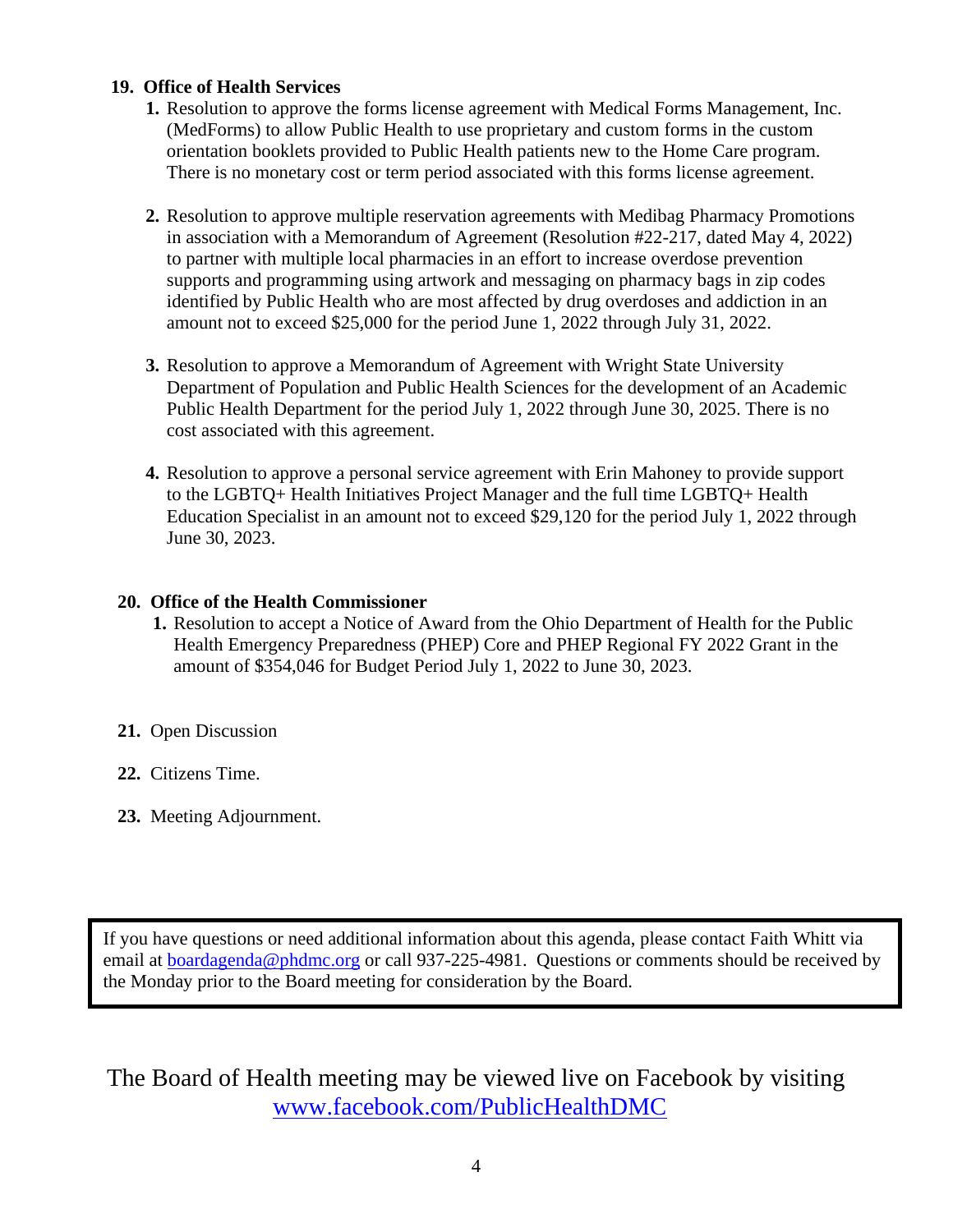19. **Office of Health Services**

    1. Resolution to approve the forms license agreement with Medical Forms Management, Inc. (MedForms) to allow Public Health to use proprietary and custom forms in the custom orientation booklets provided to Public Health patients new to the Home Care program. There is no monetary cost or term period associated with this forms license agreement.

    2. Resolution to approve multiple reservation agreements with Medibag Pharmacy Promotions in association with a Memorandum of Agreement (Resolution #22-217, dated May 4, 2022) to partner with multiple local pharmacies in an effort to increase overdose prevention supports and programming using artwork and messaging on pharmacy bags in zip codes identified by Public Health who are most affected by drug overdoses and addiction in an amount not to exceed $25,000 for the period June 1, 2022 through July 31, 2022.

    3. Resolution to approve a Memorandum of Agreement with Wright State University Department of Population and Public Health Sciences for the development of an Academic Public Health Department for the period July 1, 2022 through June 30, 2025. There is no cost associated with this agreement.

    4. Resolution to approve a personal service agreement with Erin Mahoney to provide support to the LGBTQ+ Health Initiatives Project Manager and the full time LGBTQ+ Health Education Specialist in an amount not to exceed $29,120 for the period July 1, 2022 through June 30, 2023.

20. **Office of the Health Commissioner**

    1. Resolution to accept a Notice of Award from the Ohio Department of Health for the Public Health Emergency Preparedness (PHEP) Core and PHEP Regional FY 2022 Grant in the amount of $354,046 for Budget Period July 1, 2022 to June 30, 2023.

21. Open Discussion

22. Citizens Time.

23. Meeting Adjournment.

If you have questions or need additional information about this agenda, please contact Faith Whitt via email at boardagenda@phdmc.org or call 937-225-4981. Questions or comments should be received by the Monday prior to the Board meeting for consideration by the Board.

The Board of Health meeting may be viewed live on Facebook by visiting www.facebook.com/PublicHealthDMC